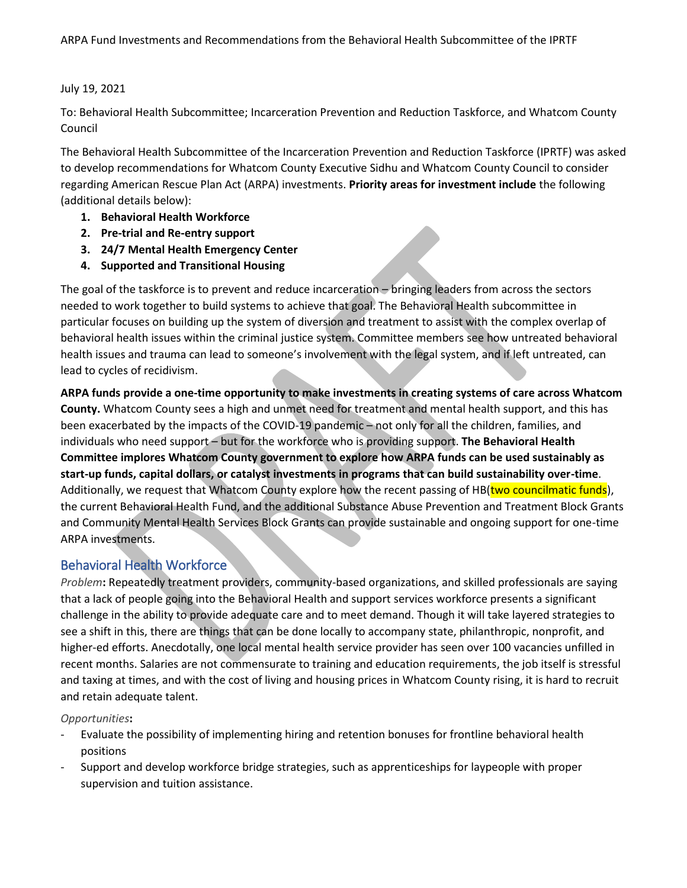July 19, 2021

To: Behavioral Health Subcommittee; Incarceration Prevention and Reduction Taskforce, and Whatcom County Council

The Behavioral Health Subcommittee of the Incarceration Prevention and Reduction Taskforce (IPRTF) was asked to develop recommendations for Whatcom County Executive Sidhu and Whatcom County Council to consider regarding American Rescue Plan Act (ARPA) investments. **Priority areas for investment include** the following (additional details below):

1. **Behavioral Health Workforce**
2. **Pre-trial and Re-entry support**
3. **24/7 Mental Health Emergency Center**
4. **Supported and Transitional Housing**

The goal of the taskforce is to prevent and reduce incarceration – bringing leaders from across the sectors needed to work together to build systems to achieve that goal. The Behavioral Health subcommittee in particular focuses on building up the system of diversion and treatment to assist with the complex overlap of behavioral health issues within the criminal justice system. Committee members see how untreated behavioral health issues and trauma can lead to someone's involvement with the legal system, and if left untreated, can lead to cycles of recidivism.

**ARPA funds provide a one-time opportunity to make investments in creating systems of care across Whatcom County.** Whatcom County sees a high and unmet need for treatment and mental health support, and this has been exacerbated by the impacts of the COVID-19 pandemic – not only for all the children, families, and individuals who need support – but for the workforce who is providing support. **The Behavioral Health Committee implores Whatcom County government to explore how ARPA funds can be used sustainably as start-up funds, capital dollars, or catalyst investments in programs that can build sustainability over-time**. Additionally, we request that Whatcom County explore how the recent passing of HB(two councilmatic funds), the current Behavioral Health Fund, and the additional Substance Abuse Prevention and Treatment Block Grants and Community Mental Health Services Block Grants can provide sustainable and ongoing support for one-time ARPA investments.

## Behavioral Health Workforce

*Problem*: Repeatedly treatment providers, community-based organizations, and skilled professionals are saying that a lack of people going into the Behavioral Health and support services workforce presents a significant challenge in the ability to provide adequate care and to meet demand. Though it will take layered strategies to see a shift in this, there are things that can be done locally to accompany state, philanthropic, nonprofit, and higher-ed efforts. Anecdotally, one local mental health service provider has seen over 100 vacancies unfilled in recent months. Salaries are not commensurate to training and education requirements, the job itself is stressful and taxing at times, and with the cost of living and housing prices in Whatcom County rising, it is hard to recruit and retain adequate talent.

*Opportunities*:

- Evaluate the possibility of implementing hiring and retention bonuses for frontline behavioral health positions
- Support and develop workforce bridge strategies, such as apprenticeships for laypeople with proper supervision and tuition assistance.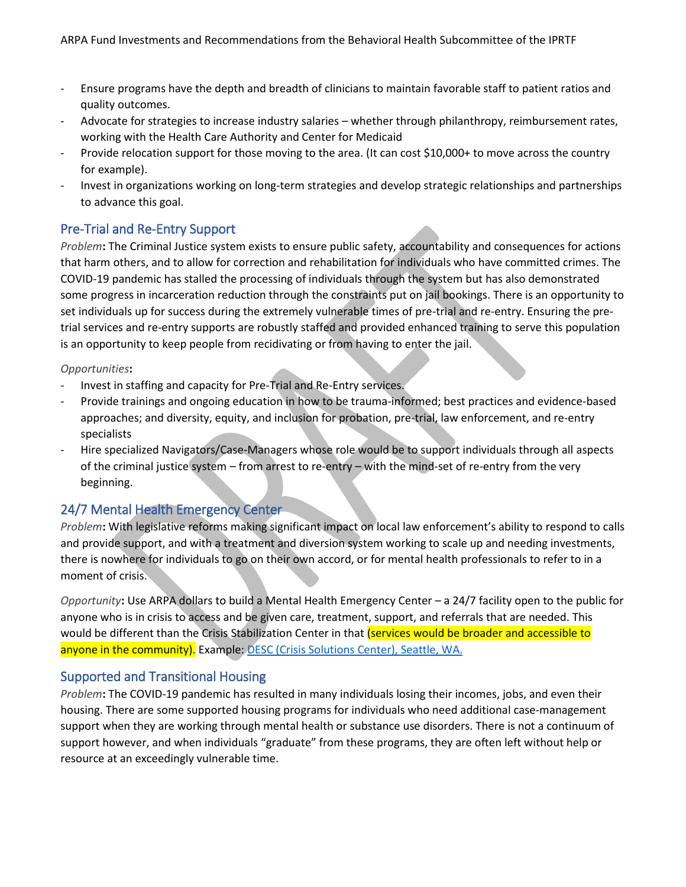- Ensure programs have the depth and breadth of clinicians to maintain favorable staff to patient ratios and quality outcomes.
- Advocate for strategies to increase industry salaries – whether through philanthropy, reimbursement rates, working with the Health Care Authority and Center for Medicaid
- Provide relocation support for those moving to the area. (It can cost $10,000+ to move across the country for example).
- Invest in organizations working on long-term strategies and develop strategic relationships and partnerships to advance this goal.

## Pre-Trial and Re-Entry Support

*Problem*: The Criminal Justice system exists to ensure public safety, accountability and consequences for actions that harm others, and to allow for correction and rehabilitation for individuals who have committed crimes. The COVID-19 pandemic has stalled the processing of individuals through the system but has also demonstrated some progress in incarceration reduction through the constraints put on jail bookings. There is an opportunity to set individuals up for success during the extremely vulnerable times of pre-trial and re-entry. Ensuring the pre-trial services and re-entry supports are robustly staffed and provided enhanced training to serve this population is an opportunity to keep people from recidivating or from having to enter the jail.

*Opportunities*:

- Invest in staffing and capacity for Pre-Trial and Re-Entry services.
- Provide trainings and ongoing education in how to be trauma-informed; best practices and evidence-based approaches; and diversity, equity, and inclusion for probation, pre-trial, law enforcement, and re-entry specialists
- Hire specialized Navigators/Case-Managers whose role would be to support individuals through all aspects of the criminal justice system – from arrest to re-entry – with the mind-set of re-entry from the very beginning.

## 24/7 Mental Health Emergency Center

*Problem*: With legislative reforms making significant impact on local law enforcement's ability to respond to calls and provide support, and with a treatment and diversion system working to scale up and needing investments, there is nowhere for individuals to go on their own accord, or for mental health professionals to refer to in a moment of crisis.

*Opportunity*: Use ARPA dollars to build a Mental Health Emergency Center – a 24/7 facility open to the public for anyone who is in crisis to access and be given care, treatment, support, and referrals that are needed. This would be different than the Crisis Stabilization Center in that (services would be broader and accessible to anyone in the community). Example: [DESC (Crisis Solutions Center), Seattle, WA.]

## Supported and Transitional Housing

*Problem*: The COVID-19 pandemic has resulted in many individuals losing their incomes, jobs, and even their housing. There are some supported housing programs for individuals who need additional case-management support when they are working through mental health or substance use disorders. There is not a continuum of support however, and when individuals "graduate" from these programs, they are often left without help or resource at an exceedingly vulnerable time.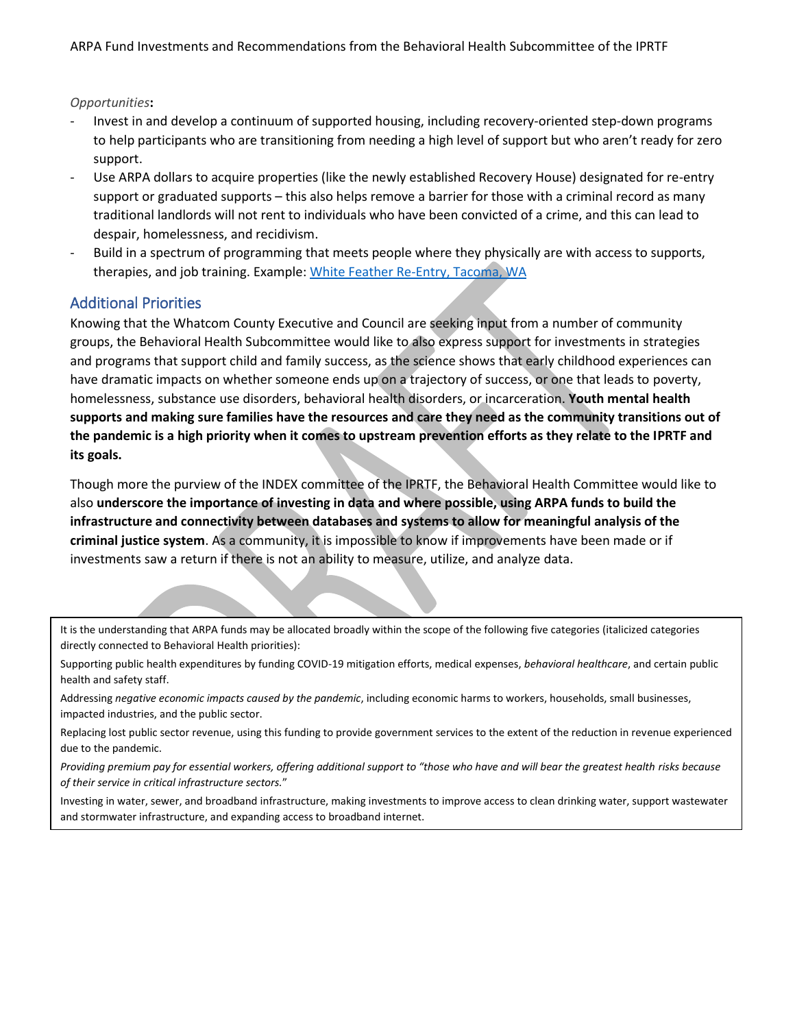*Opportunities***:**

- Invest in and develop a continuum of supported housing, including recovery-oriented step-down programs to help participants who are transitioning from needing a high level of support but who aren't ready for zero support.
- Use ARPA dollars to acquire properties (like the newly established Recovery House) designated for re-entry support or graduated supports – this also helps remove a barrier for those with a criminal record as many traditional landlords will not rent to individuals who have been convicted of a crime, and this can lead to despair, homelessness, and recidivism.
- Build in a spectrum of programming that meets people where they physically are with access to supports, therapies, and job training. Example: [White Feather Re-Entry, Tacoma, WA]

## Additional Priorities

Knowing that the Whatcom County Executive and Council are seeking input from a number of community groups, the Behavioral Health Subcommittee would like to also express support for investments in strategies and programs that support child and family success, as the science shows that early childhood experiences can have dramatic impacts on whether someone ends up on a trajectory of success, or one that leads to poverty, homelessness, substance use disorders, behavioral health disorders, or incarceration. **Youth mental health supports and making sure families have the resources and care they need as the community transitions out of the pandemic is a high priority when it comes to upstream prevention efforts as they relate to the IPRTF and its goals.**

Though more the purview of the INDEX committee of the IPRTF, the Behavioral Health Committee would like to also **underscore the importance of investing in data and where possible, using ARPA funds to build the infrastructure and connectivity between databases and systems to allow for meaningful analysis of the criminal justice system**. As a community, it is impossible to know if improvements have been made or if investments saw a return if there is not an ability to measure, utilize, and analyze data.

It is the understanding that ARPA funds may be allocated broadly within the scope of the following five categories (italicized categories directly connected to Behavioral Health priorities):

Supporting public health expenditures by funding COVID-19 mitigation efforts, medical expenses, *behavioral healthcare*, and certain public health and safety staff.

Addressing *negative economic impacts caused by the pandemic*, including economic harms to workers, households, small businesses, impacted industries, and the public sector.

Replacing lost public sector revenue, using this funding to provide government services to the extent of the reduction in revenue experienced due to the pandemic.

*Providing premium pay for essential workers, offering additional support to "those who have and will bear the greatest health risks because of their service in critical infrastructure sectors."*

Investing in water, sewer, and broadband infrastructure, making investments to improve access to clean drinking water, support wastewater and stormwater infrastructure, and expanding access to broadband internet.